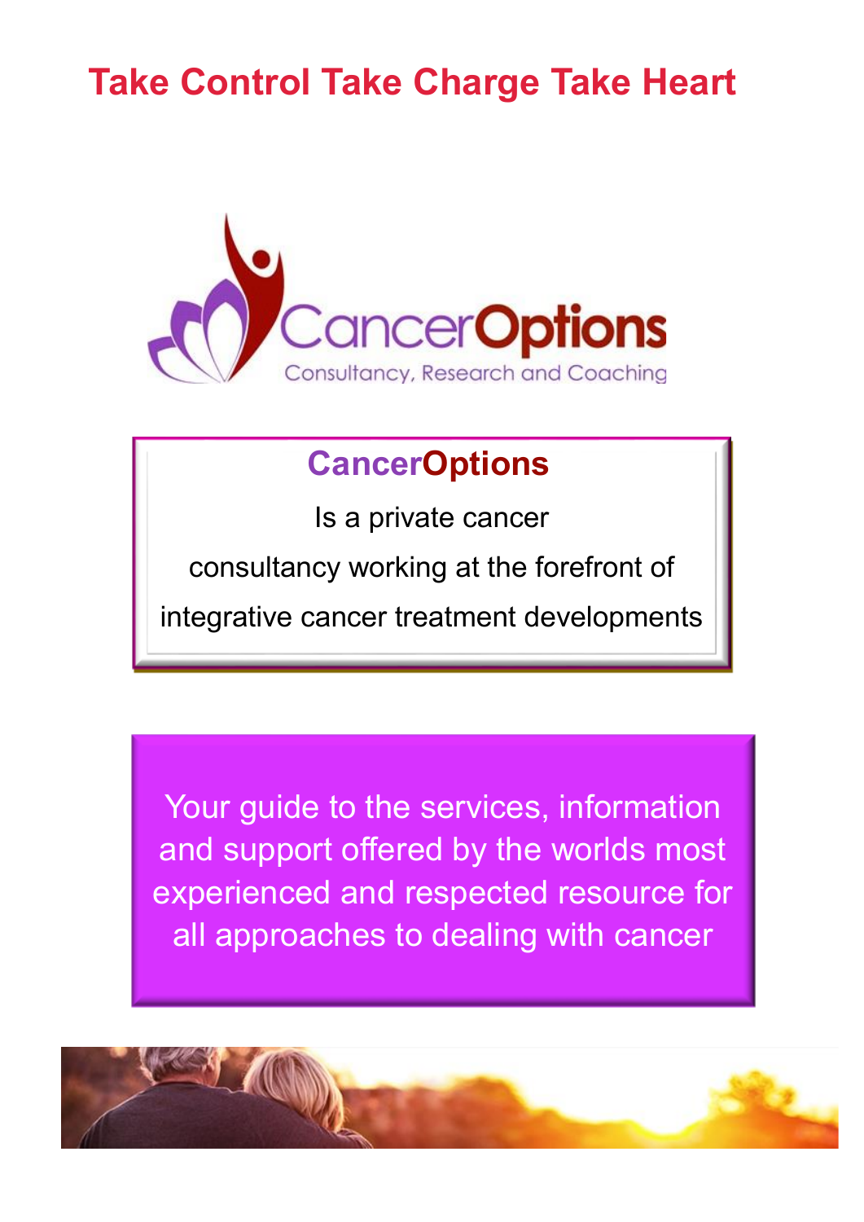# Take Control Take Charge Take Heart

CancerOptions

Consultancy, Research and Coaching

**CancerOptions**

Is a private cancer consultancy working at the forefront of integrative cancer treatment developments

Your guide to the services, information and support offered by the worlds most experienced and respected resource for all approaches to dealing with cancer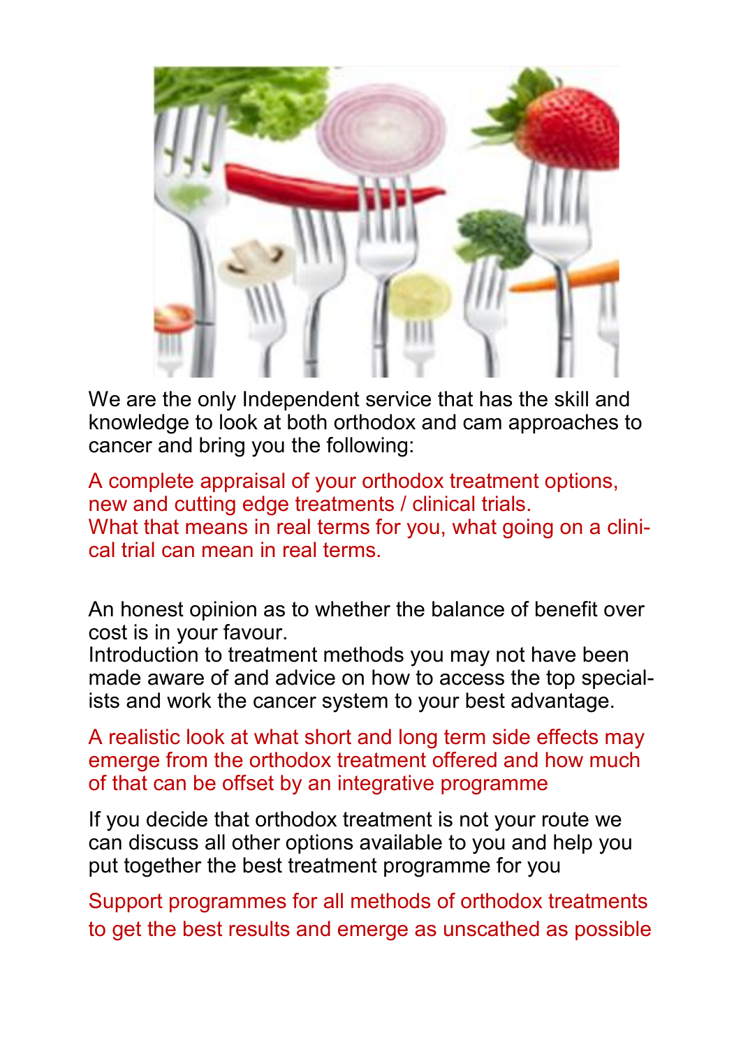We are the only Independent service that has the skill and knowledge to look at both orthodox and cam approaches to cancer and bring you the following:

A complete appraisal of your orthodox treatment options, new and cutting edge treatments / clinical trials.
What that means in real terms for you, what going on a clinical trial can mean in real terms.

An honest opinion as to whether the balance of benefit over cost is in your favour.
Introduction to treatment methods you may not have been made aware of and advice on how to access the top specialists and work the cancer system to your best advantage.

A realistic look at what short and long term side effects may emerge from the orthodox treatment offered and how much of that can be offset by an integrative programme

If you decide that orthodox treatment is not your route we can discuss all other options available to you and help you put together the best treatment programme for you

Support programmes for all methods of orthodox treatments to get the best results and emerge as unscathed as possible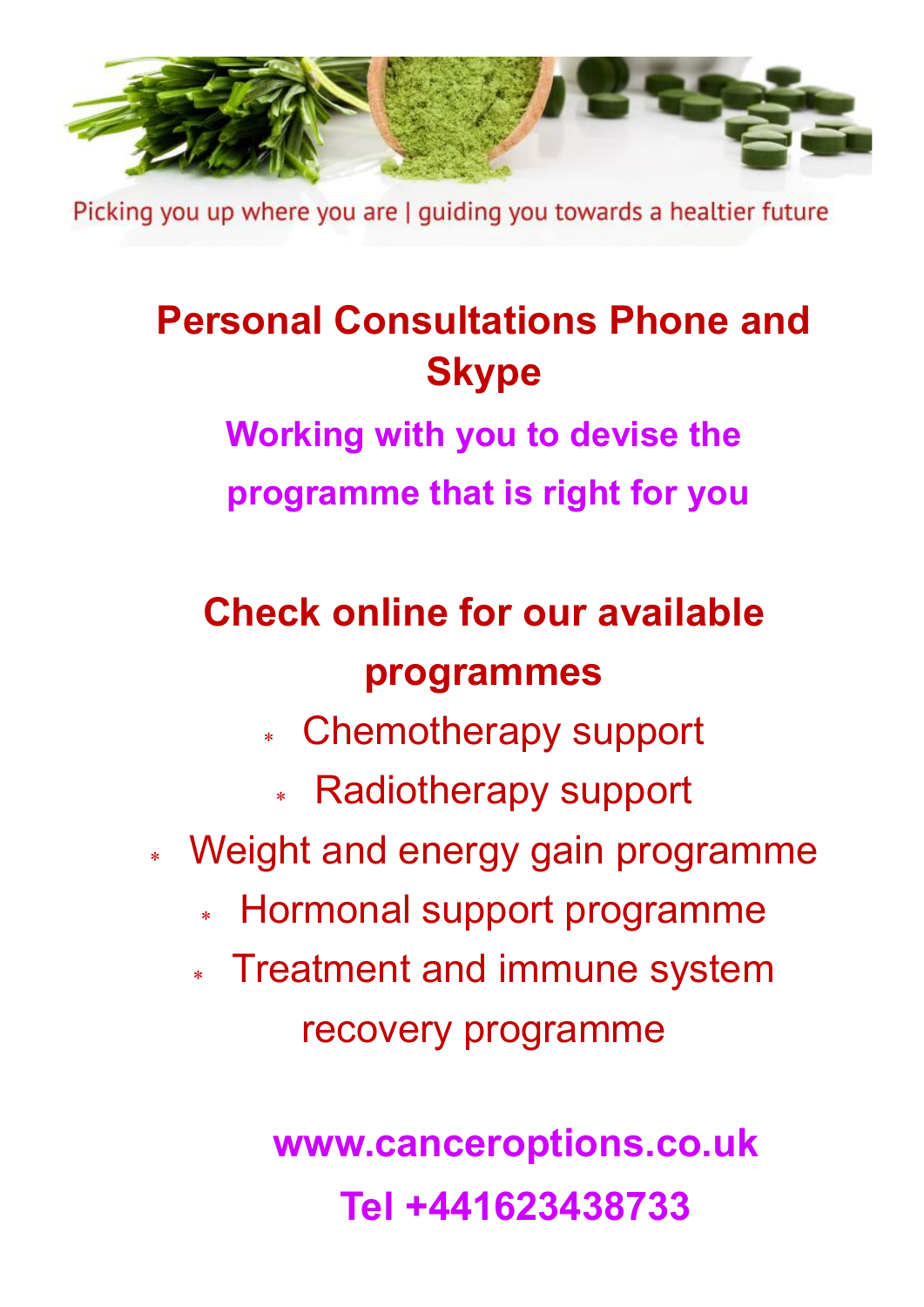Picking you up where you are | guiding you towards a healtier future

## Personal Consultations Phone and Skype

**Working with you to devise the programme that is right for you**

## Check online for our available programmes

- Chemotherapy support
- Radiotherapy support
- Weight and energy gain programme
- Hormonal support programme
- Treatment and immune system recovery programme

**www.canceroptions.co.uk**

**Tel +441623438733**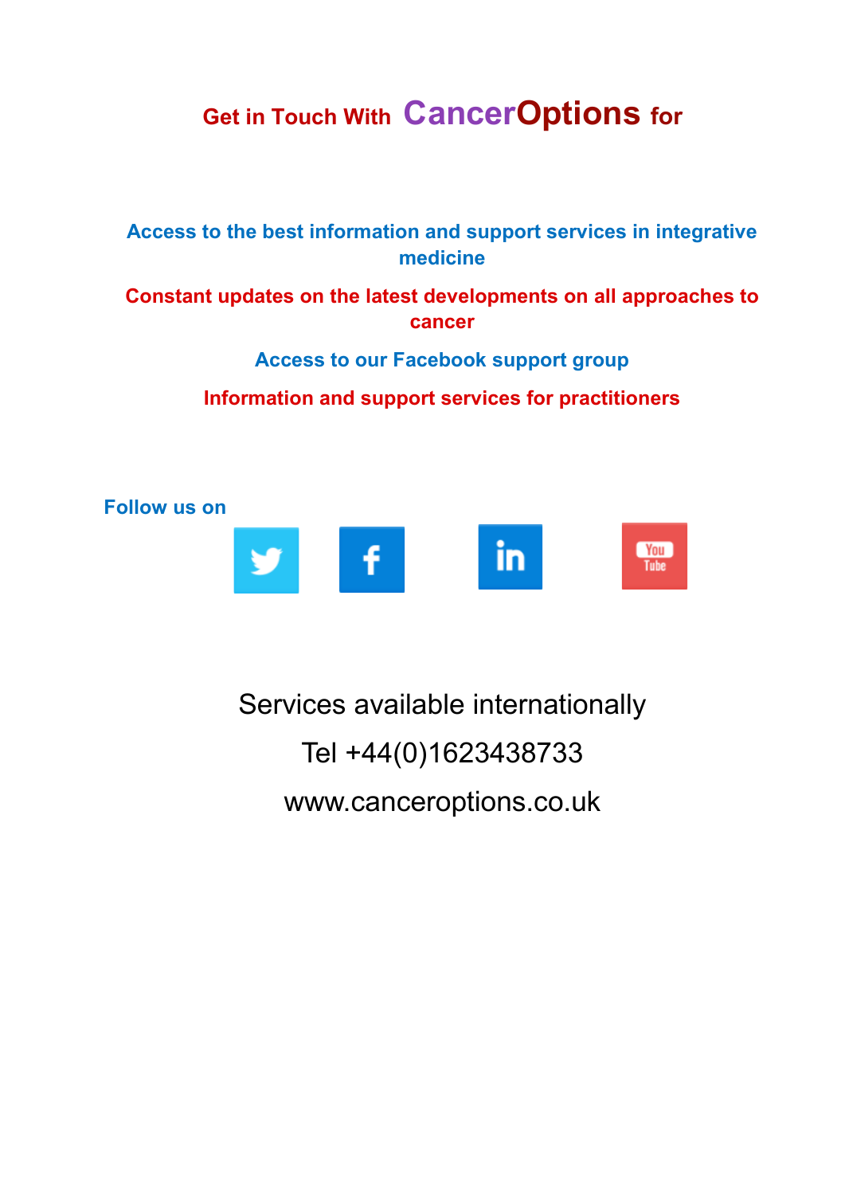## Get in Touch With CancerOptions for

**Access to the best information and support services in integrative medicine**

**Constant updates on the latest developments on all approaches to cancer**

**Access to our Facebook support group**

**Information and support services for practitioners**

**Follow us on**

Services available internationally

Tel +44(0)1623438733

www.canceroptions.co.uk